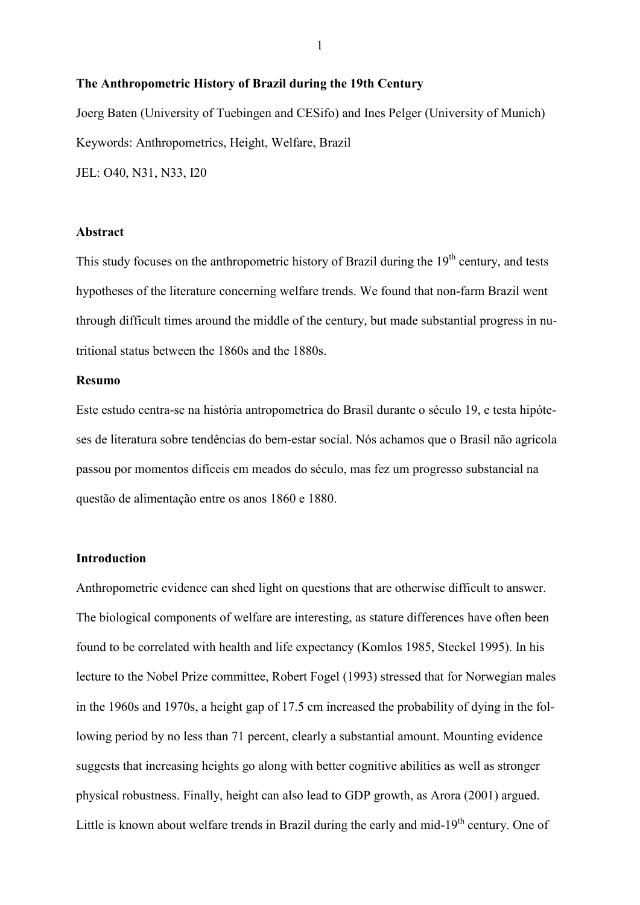# The Anthropometric History of Brazil during the 19th Century

Joerg Baten (University of Tuebingen and CESifo) and Ines Pelger (University of Munich)

Keywords: Anthropometrics, Height, Welfare, Brazil

JEL: O40, N31, N33, I20

## Abstract

This study focuses on the anthropometric history of Brazil during the 19th century, and tests hypotheses of the literature concerning welfare trends. We found that non-farm Brazil went through difficult times around the middle of the century, but made substantial progress in nutritional status between the 1860s and the 1880s.

## Resumo

Este estudo centra-se na história antropometrica do Brasil durante o século 19, e testa hipóteses de literatura sobre tendências do bem-estar social. Nós achamos que o Brasil não agrícola passou por momentos difíceis em meados do século, mas fez um progresso substancial na questão de alimentação entre os anos 1860 e 1880.

## Introduction

Anthropometric evidence can shed light on questions that are otherwise difficult to answer. The biological components of welfare are interesting, as stature differences have often been found to be correlated with health and life expectancy (Komlos 1985, Steckel 1995). In his lecture to the Nobel Prize committee, Robert Fogel (1993) stressed that for Norwegian males in the 1960s and 1970s, a height gap of 17.5 cm increased the probability of dying in the following period by no less than 71 percent, clearly a substantial amount. Mounting evidence suggests that increasing heights go along with better cognitive abilities as well as stronger physical robustness. Finally, height can also lead to GDP growth, as Arora (2001) argued. Little is known about welfare trends in Brazil during the early and mid-19th century. One of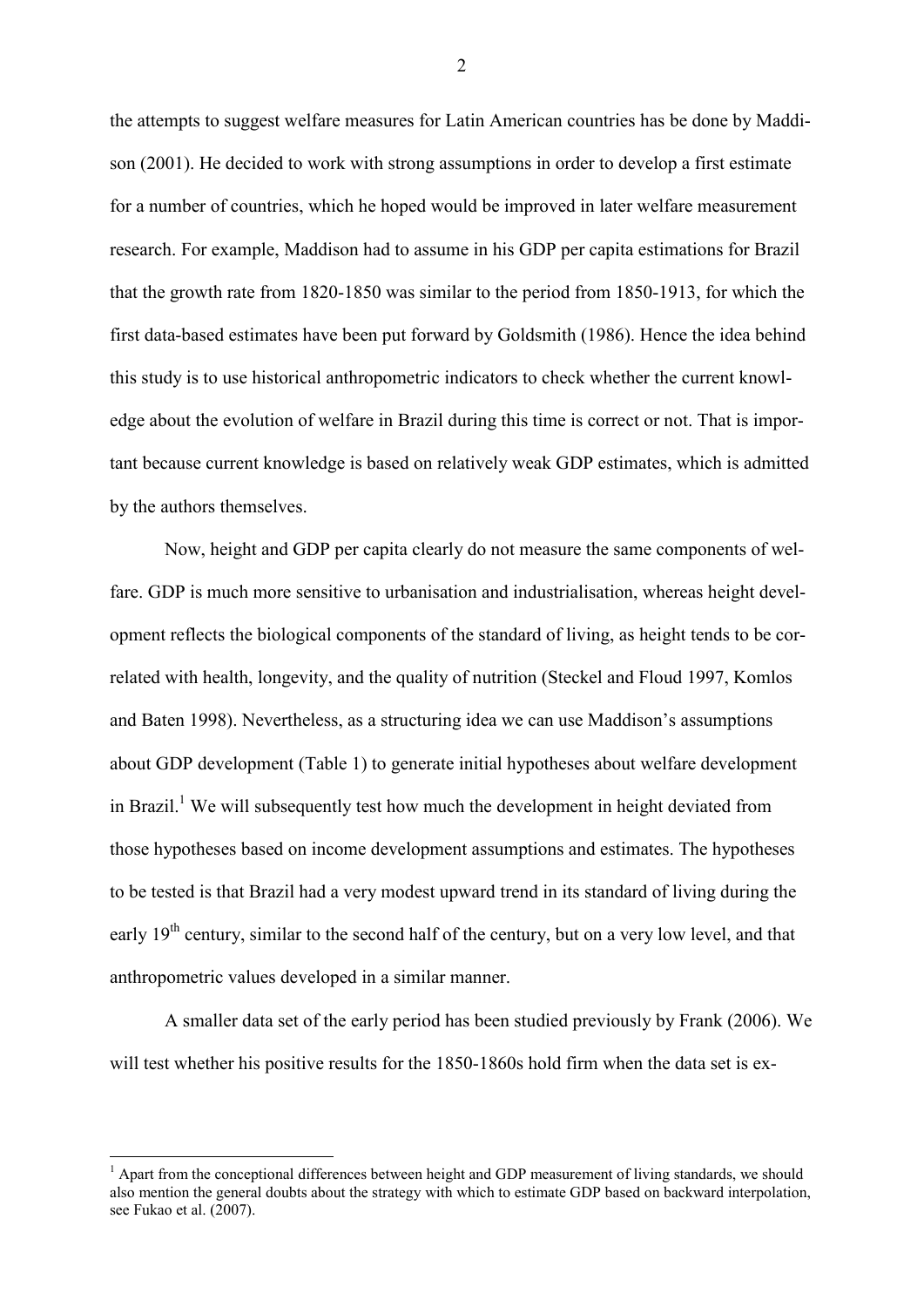the attempts to suggest welfare measures for Latin American countries has be done by Maddison (2001). He decided to work with strong assumptions in order to develop a first estimate for a number of countries, which he hoped would be improved in later welfare measurement research. For example, Maddison had to assume in his GDP per capita estimations for Brazil that the growth rate from 1820-1850 was similar to the period from 1850-1913, for which the first data-based estimates have been put forward by Goldsmith (1986). Hence the idea behind this study is to use historical anthropometric indicators to check whether the current knowledge about the evolution of welfare in Brazil during this time is correct or not. That is important because current knowledge is based on relatively weak GDP estimates, which is admitted by the authors themselves.

Now, height and GDP per capita clearly do not measure the same components of welfare. GDP is much more sensitive to urbanisation and industrialisation, whereas height development reflects the biological components of the standard of living, as height tends to be correlated with health, longevity, and the quality of nutrition (Steckel and Floud 1997, Komlos and Baten 1998). Nevertheless, as a structuring idea we can use Maddison's assumptions about GDP development (Table 1) to generate initial hypotheses about welfare development in Brazil.[1] We will subsequently test how much the development in height deviated from those hypotheses based on income development assumptions and estimates. The hypotheses to be tested is that Brazil had a very modest upward trend in its standard of living during the early 19th century, similar to the second half of the century, but on a very low level, and that anthropometric values developed in a similar manner.

A smaller data set of the early period has been studied previously by Frank (2006). We will test whether his positive results for the 1850-1860s hold firm when the data set is ex-

[1] Apart from the conceptional differences between height and GDP measurement of living standards, we should also mention the general doubts about the strategy with which to estimate GDP based on backward interpolation, see Fukao et al. (2007).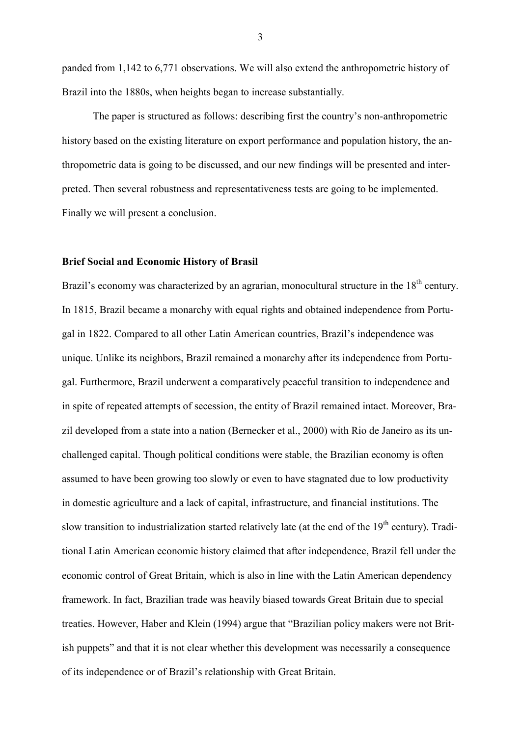panded from 1,142 to 6,771 observations. We will also extend the anthropometric history of Brazil into the 1880s, when heights began to increase substantially.

The paper is structured as follows: describing first the country's non-anthropometric history based on the existing literature on export performance and population history, the anthropometric data is going to be discussed, and our new findings will be presented and interpreted. Then several robustness and representativeness tests are going to be implemented. Finally we will present a conclusion.

## Brief Social and Economic History of Brasil

Brazil's economy was characterized by an agrarian, monocultural structure in the 18th century. In 1815, Brazil became a monarchy with equal rights and obtained independence from Portugal in 1822. Compared to all other Latin American countries, Brazil's independence was unique. Unlike its neighbors, Brazil remained a monarchy after its independence from Portugal. Furthermore, Brazil underwent a comparatively peaceful transition to independence and in spite of repeated attempts of secession, the entity of Brazil remained intact. Moreover, Brazil developed from a state into a nation (Bernecker et al., 2000) with Rio de Janeiro as its unchallenged capital. Though political conditions were stable, the Brazilian economy is often assumed to have been growing too slowly or even to have stagnated due to low productivity in domestic agriculture and a lack of capital, infrastructure, and financial institutions. The slow transition to industrialization started relatively late (at the end of the 19th century). Traditional Latin American economic history claimed that after independence, Brazil fell under the economic control of Great Britain, which is also in line with the Latin American dependency framework. In fact, Brazilian trade was heavily biased towards Great Britain due to special treaties. However, Haber and Klein (1994) argue that "Brazilian policy makers were not British puppets" and that it is not clear whether this development was necessarily a consequence of its independence or of Brazil's relationship with Great Britain.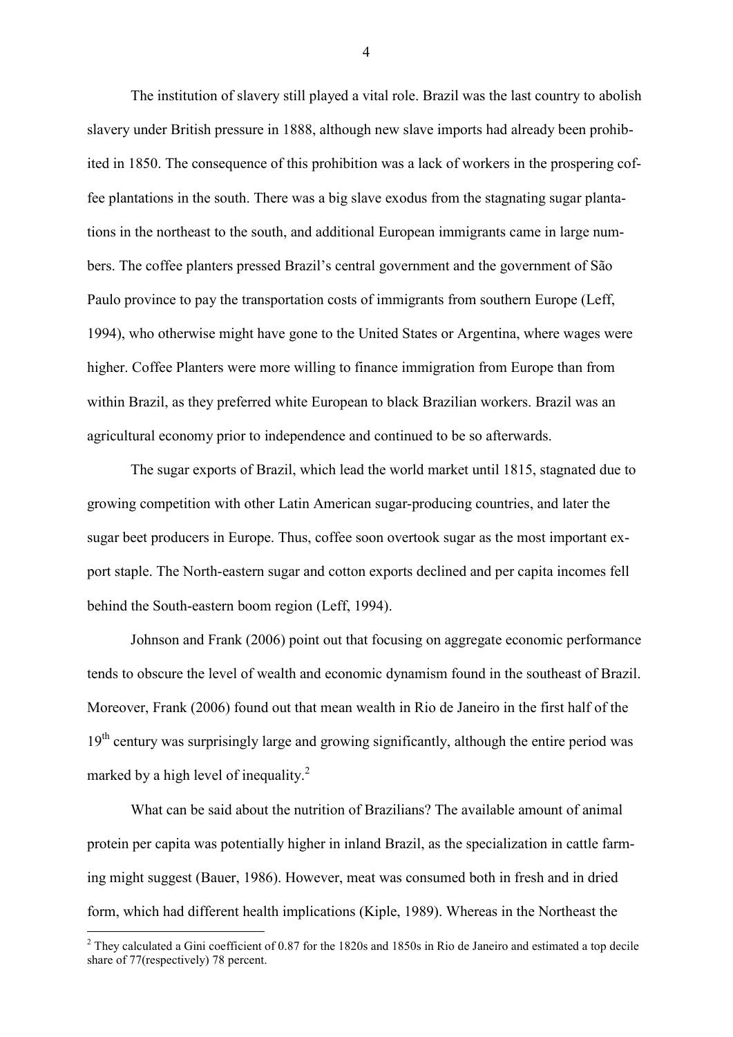The institution of slavery still played a vital role. Brazil was the last country to abolish slavery under British pressure in 1888, although new slave imports had already been prohibited in 1850. The consequence of this prohibition was a lack of workers in the prospering coffee plantations in the south. There was a big slave exodus from the stagnating sugar plantations in the northeast to the south, and additional European immigrants came in large numbers. The coffee planters pressed Brazil's central government and the government of São Paulo province to pay the transportation costs of immigrants from southern Europe (Leff, 1994), who otherwise might have gone to the United States or Argentina, where wages were higher. Coffee Planters were more willing to finance immigration from Europe than from within Brazil, as they preferred white European to black Brazilian workers. Brazil was an agricultural economy prior to independence and continued to be so afterwards.

The sugar exports of Brazil, which lead the world market until 1815, stagnated due to growing competition with other Latin American sugar-producing countries, and later the sugar beet producers in Europe. Thus, coffee soon overtook sugar as the most important export staple. The North-eastern sugar and cotton exports declined and per capita incomes fell behind the South-eastern boom region (Leff, 1994).

Johnson and Frank (2006) point out that focusing on aggregate economic performance tends to obscure the level of wealth and economic dynamism found in the southeast of Brazil. Moreover, Frank (2006) found out that mean wealth in Rio de Janeiro in the first half of the 19th century was surprisingly large and growing significantly, although the entire period was marked by a high level of inequality.[2]

What can be said about the nutrition of Brazilians? The available amount of animal protein per capita was potentially higher in inland Brazil, as the specialization in cattle farming might suggest (Bauer, 1986). However, meat was consumed both in fresh and in dried form, which had different health implications (Kiple, 1989). Whereas in the Northeast the

[2] They calculated a Gini coefficient of 0.87 for the 1820s and 1850s in Rio de Janeiro and estimated a top decile share of 77(respectively) 78 percent.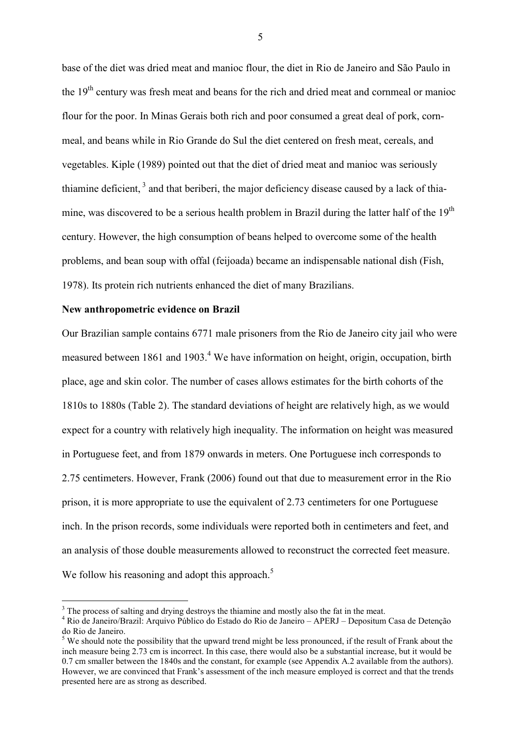base of the diet was dried meat and manioc flour, the diet in Rio de Janeiro and São Paulo in the 19th century was fresh meat and beans for the rich and dried meat and cornmeal or manioc flour for the poor. In Minas Gerais both rich and poor consumed a great deal of pork, corn-meal, and beans while in Rio Grande do Sul the diet centered on fresh meat, cereals, and vegetables. Kiple (1989) pointed out that the diet of dried meat and manioc was seriously thiamine deficient, [3] and that beriberi, the major deficiency disease caused by a lack of thiamine, was discovered to be a serious health problem in Brazil during the latter half of the 19th century. However, the high consumption of beans helped to overcome some of the health problems, and bean soup with offal (feijoada) became an indispensable national dish (Fish, 1978). Its protein rich nutrients enhanced the diet of many Brazilians.

**New anthropometric evidence on Brazil**

Our Brazilian sample contains 6771 male prisoners from the Rio de Janeiro city jail who were measured between 1861 and 1903.[4] We have information on height, origin, occupation, birth place, age and skin color. The number of cases allows estimates for the birth cohorts of the 1810s to 1880s (Table 2). The standard deviations of height are relatively high, as we would expect for a country with relatively high inequality. The information on height was measured in Portuguese feet, and from 1879 onwards in meters. One Portuguese inch corresponds to 2.75 centimeters. However, Frank (2006) found out that due to measurement error in the Rio prison, it is more appropriate to use the equivalent of 2.73 centimeters for one Portuguese inch. In the prison records, some individuals were reported both in centimeters and feet, and an analysis of those double measurements allowed to reconstruct the corrected feet measure. We follow his reasoning and adopt this approach.[5]

---

[3] The process of salting and drying destroys the thiamine and mostly also the fat in the meat.

[4] Rio de Janeiro/Brazil: Arquivo Público do Estado do Rio de Janeiro – APERJ – Depositum Casa de Detenção do Rio de Janeiro.

[5] We should note the possibility that the upward trend might be less pronounced, if the result of Frank about the inch measure being 2.73 cm is incorrect. In this case, there would also be a substantial increase, but it would be 0.7 cm smaller between the 1840s and the constant, for example (see Appendix A.2 available from the authors). However, we are convinced that Frank's assessment of the inch measure employed is correct and that the trends presented here are as strong as described.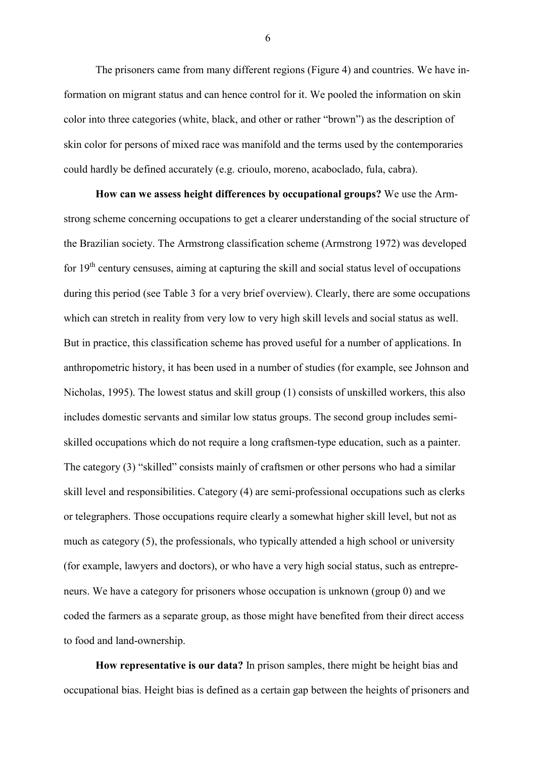The prisoners came from many different regions (Figure 4) and countries. We have information on migrant status and can hence control for it. We pooled the information on skin color into three categories (white, black, and other or rather "brown") as the description of skin color for persons of mixed race was manifold and the terms used by the contemporaries could hardly be defined accurately (e.g. crioulo, moreno, acaboclado, fula, cabra).

**How can we assess height differences by occupational groups?** We use the Armstrong scheme concerning occupations to get a clearer understanding of the social structure of the Brazilian society. The Armstrong classification scheme (Armstrong 1972) was developed for 19th century censuses, aiming at capturing the skill and social status level of occupations during this period (see Table 3 for a very brief overview). Clearly, there are some occupations which can stretch in reality from very low to very high skill levels and social status as well. But in practice, this classification scheme has proved useful for a number of applications. In anthropometric history, it has been used in a number of studies (for example, see Johnson and Nicholas, 1995). The lowest status and skill group (1) consists of unskilled workers, this also includes domestic servants and similar low status groups. The second group includes semi-skilled occupations which do not require a long craftsmen-type education, such as a painter. The category (3) "skilled" consists mainly of craftsmen or other persons who had a similar skill level and responsibilities. Category (4) are semi-professional occupations such as clerks or telegraphers. Those occupations require clearly a somewhat higher skill level, but not as much as category (5), the professionals, who typically attended a high school or university (for example, lawyers and doctors), or who have a very high social status, such as entrepreneurs. We have a category for prisoners whose occupation is unknown (group 0) and we coded the farmers as a separate group, as those might have benefited from their direct access to food and land-ownership.

**How representative is our data?** In prison samples, there might be height bias and occupational bias. Height bias is defined as a certain gap between the heights of prisoners and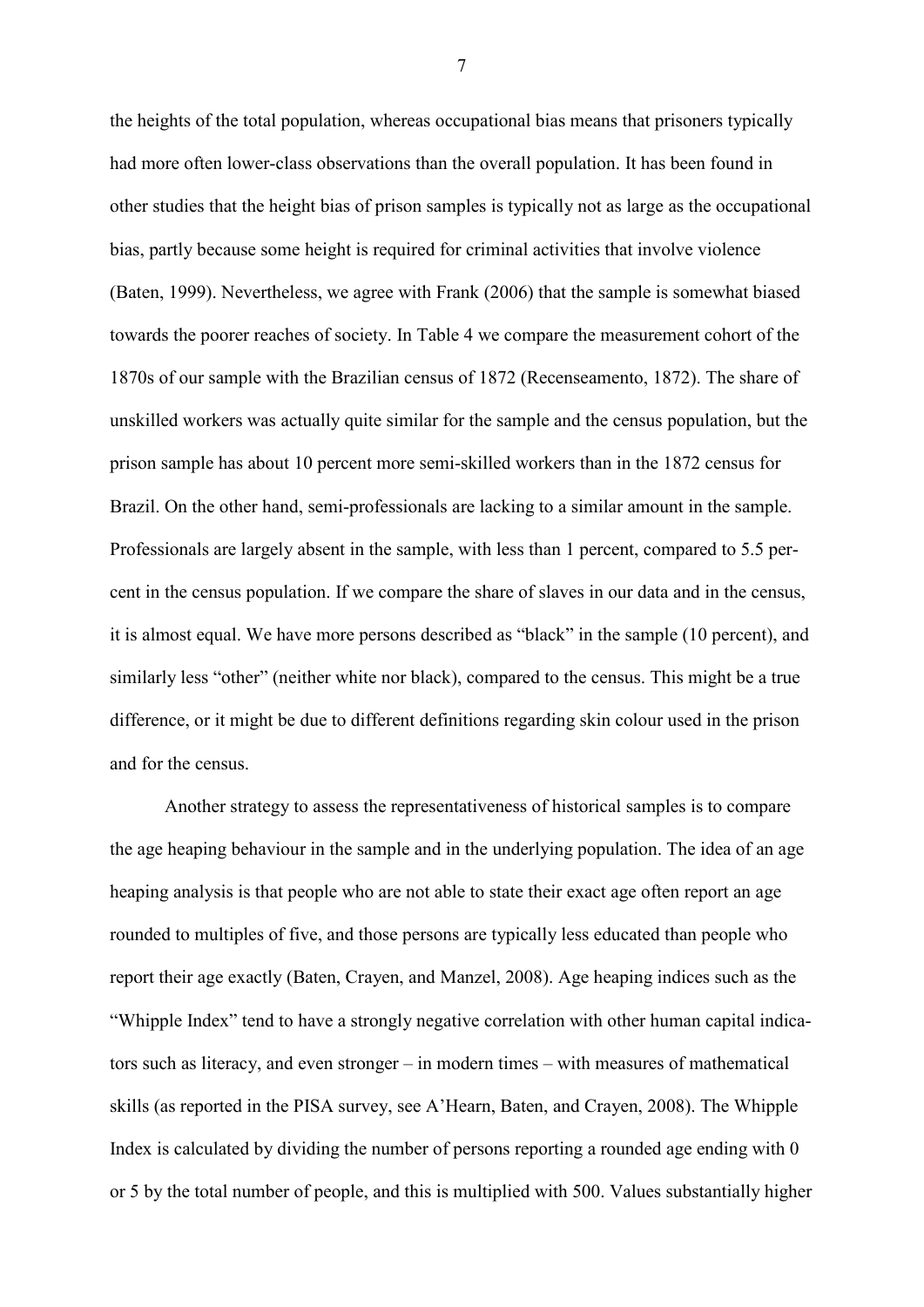the heights of the total population, whereas occupational bias means that prisoners typically had more often lower-class observations than the overall population. It has been found in other studies that the height bias of prison samples is typically not as large as the occupational bias, partly because some height is required for criminal activities that involve violence (Baten, 1999). Nevertheless, we agree with Frank (2006) that the sample is somewhat biased towards the poorer reaches of society. In Table 4 we compare the measurement cohort of the 1870s of our sample with the Brazilian census of 1872 (Recenseamento, 1872). The share of unskilled workers was actually quite similar for the sample and the census population, but the prison sample has about 10 percent more semi-skilled workers than in the 1872 census for Brazil. On the other hand, semi-professionals are lacking to a similar amount in the sample. Professionals are largely absent in the sample, with less than 1 percent, compared to 5.5 percent in the census population. If we compare the share of slaves in our data and in the census, it is almost equal. We have more persons described as "black" in the sample (10 percent), and similarly less "other" (neither white nor black), compared to the census. This might be a true difference, or it might be due to different definitions regarding skin colour used in the prison and for the census.

Another strategy to assess the representativeness of historical samples is to compare the age heaping behaviour in the sample and in the underlying population. The idea of an age heaping analysis is that people who are not able to state their exact age often report an age rounded to multiples of five, and those persons are typically less educated than people who report their age exactly (Baten, Crayen, and Manzel, 2008). Age heaping indices such as the "Whipple Index" tend to have a strongly negative correlation with other human capital indicators such as literacy, and even stronger – in modern times – with measures of mathematical skills (as reported in the PISA survey, see A'Hearn, Baten, and Crayen, 2008). The Whipple Index is calculated by dividing the number of persons reporting a rounded age ending with 0 or 5 by the total number of people, and this is multiplied with 500. Values substantially higher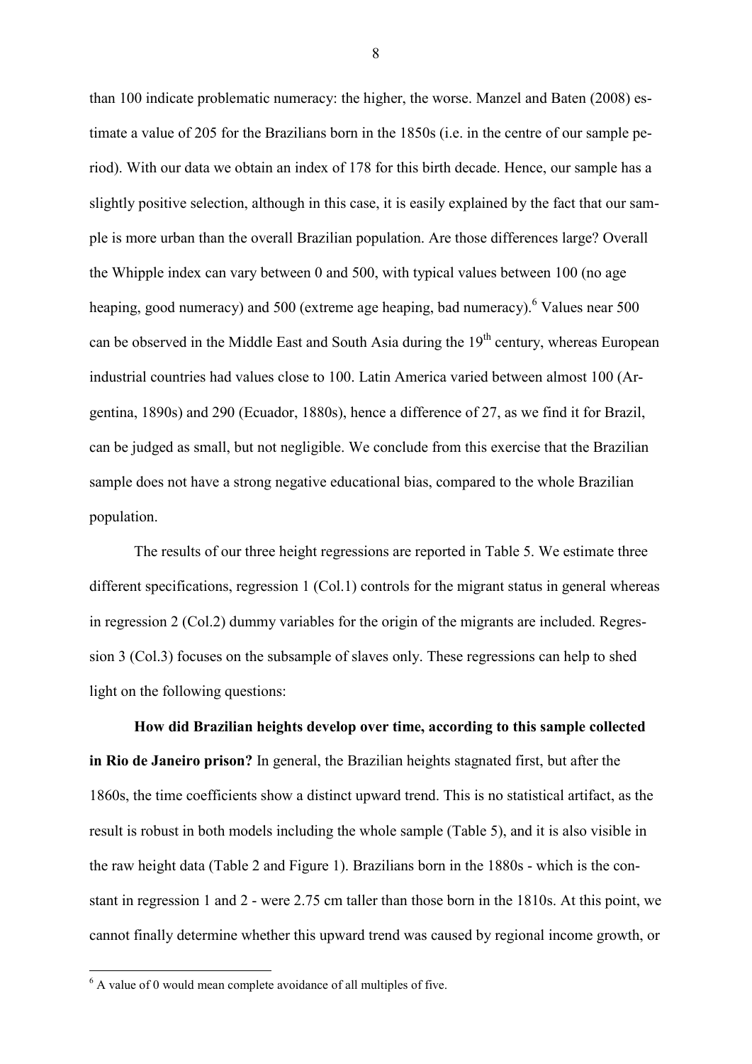than 100 indicate problematic numeracy: the higher, the worse. Manzel and Baten (2008) estimate a value of 205 for the Brazilians born in the 1850s (i.e. in the centre of our sample period). With our data we obtain an index of 178 for this birth decade. Hence, our sample has a slightly positive selection, although in this case, it is easily explained by the fact that our sample is more urban than the overall Brazilian population. Are those differences large? Overall the Whipple index can vary between 0 and 500, with typical values between 100 (no age heaping, good numeracy) and 500 (extreme age heaping, bad numeracy).[6] Values near 500 can be observed in the Middle East and South Asia during the 19th century, whereas European industrial countries had values close to 100. Latin America varied between almost 100 (Argentina, 1890s) and 290 (Ecuador, 1880s), hence a difference of 27, as we find it for Brazil, can be judged as small, but not negligible. We conclude from this exercise that the Brazilian sample does not have a strong negative educational bias, compared to the whole Brazilian population.

The results of our three height regressions are reported in Table 5. We estimate three different specifications, regression 1 (Col.1) controls for the migrant status in general whereas in regression 2 (Col.2) dummy variables for the origin of the migrants are included. Regression 3 (Col.3) focuses on the subsample of slaves only. These regressions can help to shed light on the following questions:

**How did Brazilian heights develop over time, according to this sample collected in Rio de Janeiro prison?** In general, the Brazilian heights stagnated first, but after the 1860s, the time coefficients show a distinct upward trend. This is no statistical artifact, as the result is robust in both models including the whole sample (Table 5), and it is also visible in the raw height data (Table 2 and Figure 1). Brazilians born in the 1880s - which is the constant in regression 1 and 2 - were 2.75 cm taller than those born in the 1810s. At this point, we cannot finally determine whether this upward trend was caused by regional income growth, or

[6] A value of 0 would mean complete avoidance of all multiples of five.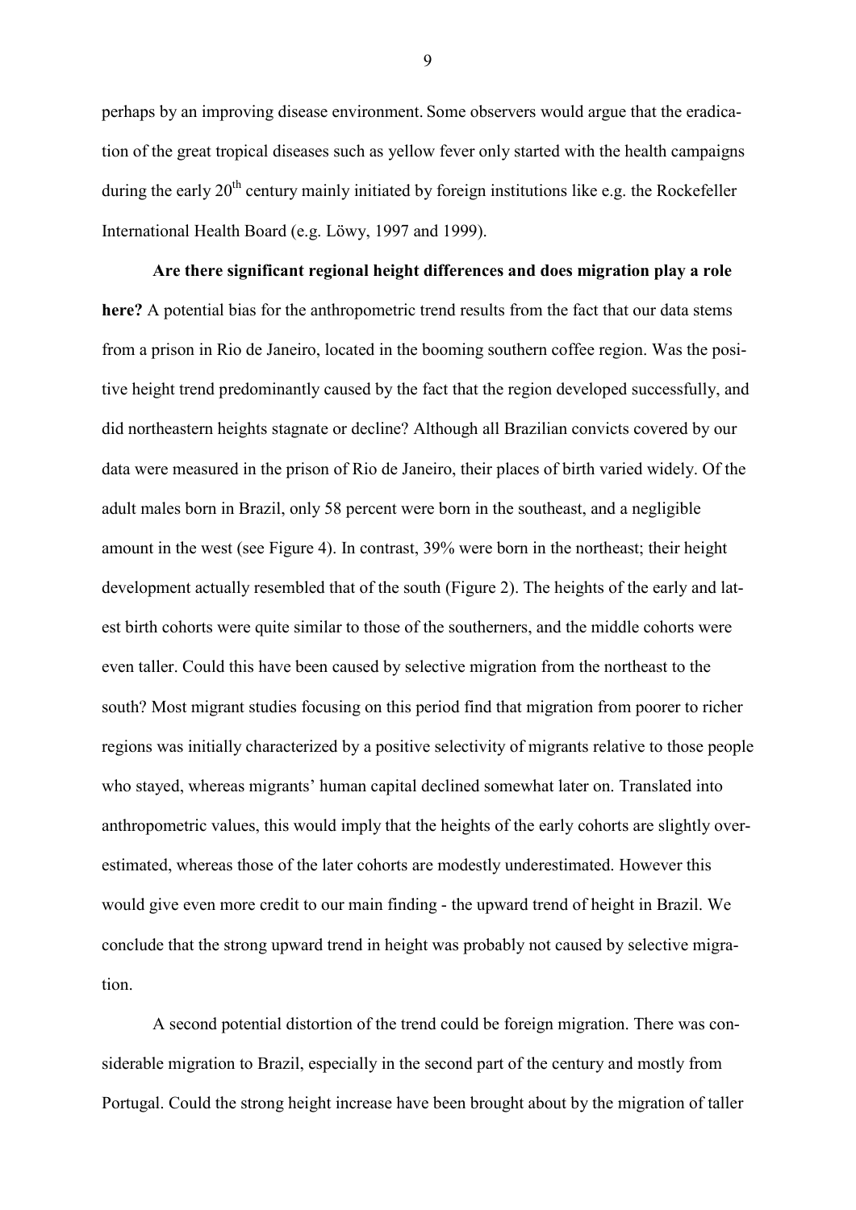perhaps by an improving disease environment. Some observers would argue that the eradication of the great tropical diseases such as yellow fever only started with the health campaigns during the early 20th century mainly initiated by foreign institutions like e.g. the Rockefeller International Health Board (e.g. Löwy, 1997 and 1999).

**Are there significant regional height differences and does migration play a role here?** A potential bias for the anthropometric trend results from the fact that our data stems from a prison in Rio de Janeiro, located in the booming southern coffee region. Was the positive height trend predominantly caused by the fact that the region developed successfully, and did northeastern heights stagnate or decline? Although all Brazilian convicts covered by our data were measured in the prison of Rio de Janeiro, their places of birth varied widely. Of the adult males born in Brazil, only 58 percent were born in the southeast, and a negligible amount in the west (see Figure 4). In contrast, 39% were born in the northeast; their height development actually resembled that of the south (Figure 2). The heights of the early and latest birth cohorts were quite similar to those of the southerners, and the middle cohorts were even taller. Could this have been caused by selective migration from the northeast to the south? Most migrant studies focusing on this period find that migration from poorer to richer regions was initially characterized by a positive selectivity of migrants relative to those people who stayed, whereas migrants' human capital declined somewhat later on. Translated into anthropometric values, this would imply that the heights of the early cohorts are slightly overestimated, whereas those of the later cohorts are modestly underestimated. However this would give even more credit to our main finding - the upward trend of height in Brazil. We conclude that the strong upward trend in height was probably not caused by selective migration.

A second potential distortion of the trend could be foreign migration. There was considerable migration to Brazil, especially in the second part of the century and mostly from Portugal. Could the strong height increase have been brought about by the migration of taller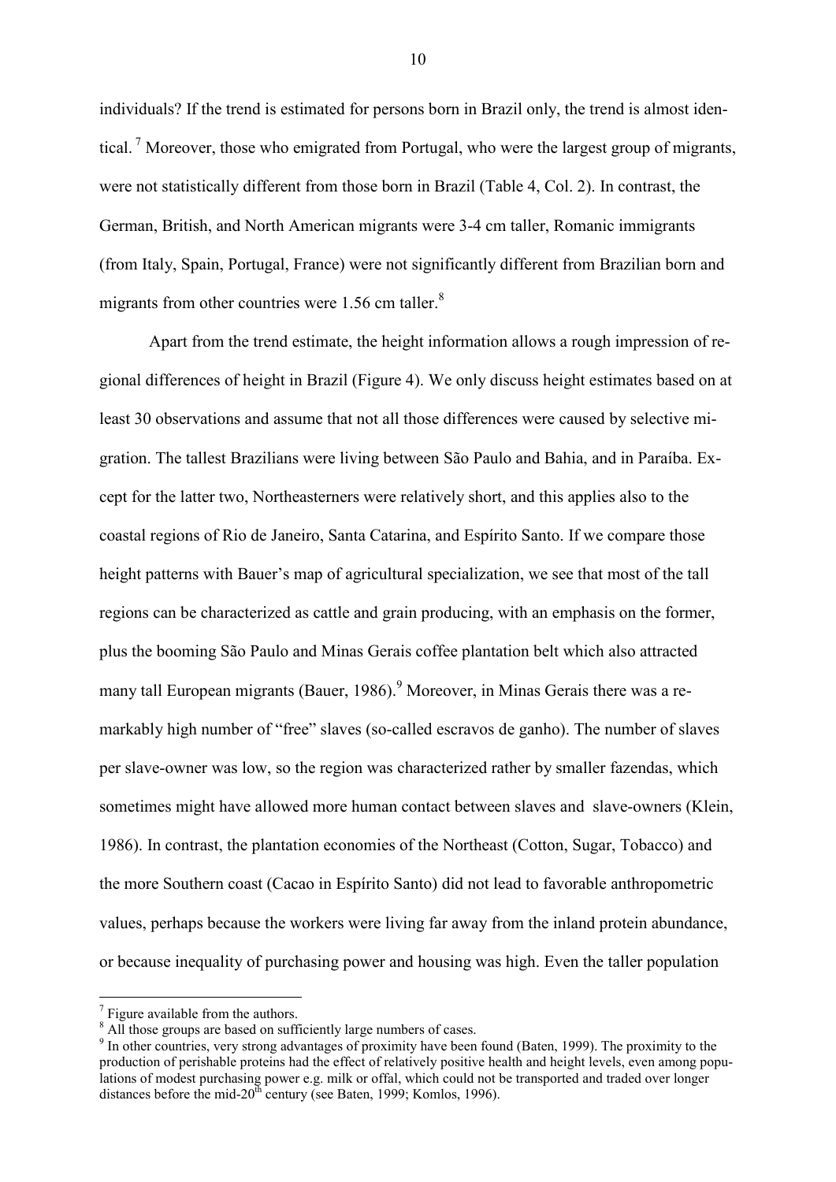individuals? If the trend is estimated for persons born in Brazil only, the trend is almost identical.[7] Moreover, those who emigrated from Portugal, who were the largest group of migrants, were not statistically different from those born in Brazil (Table 4, Col. 2). In contrast, the German, British, and North American migrants were 3-4 cm taller, Romanic immigrants (from Italy, Spain, Portugal, France) were not significantly different from Brazilian born and migrants from other countries were 1.56 cm taller.[8]

Apart from the trend estimate, the height information allows a rough impression of regional differences of height in Brazil (Figure 4). We only discuss height estimates based on at least 30 observations and assume that not all those differences were caused by selective migration. The tallest Brazilians were living between São Paulo and Bahia, and in Paraíba. Except for the latter two, Northeasterners were relatively short, and this applies also to the coastal regions of Rio de Janeiro, Santa Catarina, and Espírito Santo. If we compare those height patterns with Bauer's map of agricultural specialization, we see that most of the tall regions can be characterized as cattle and grain producing, with an emphasis on the former, plus the booming São Paulo and Minas Gerais coffee plantation belt which also attracted many tall European migrants (Bauer, 1986).[9] Moreover, in Minas Gerais there was a remarkably high number of "free" slaves (so-called escravos de ganho). The number of slaves per slave-owner was low, so the region was characterized rather by smaller fazendas, which sometimes might have allowed more human contact between slaves and slave-owners (Klein, 1986). In contrast, the plantation economies of the Northeast (Cotton, Sugar, Tobacco) and the more Southern coast (Cacao in Espírito Santo) did not lead to favorable anthropometric values, perhaps because the workers were living far away from the inland protein abundance, or because inequality of purchasing power and housing was high. Even the taller population

---

[7] Figure available from the authors.

[8] All those groups are based on sufficiently large numbers of cases.

[9] In other countries, very strong advantages of proximity have been found (Baten, 1999). The proximity to the production of perishable proteins had the effect of relatively positive health and height levels, even among populations of modest purchasing power e.g. milk or offal, which could not be transported and traded over longer distances before the mid-20th century (see Baten, 1999; Komlos, 1996).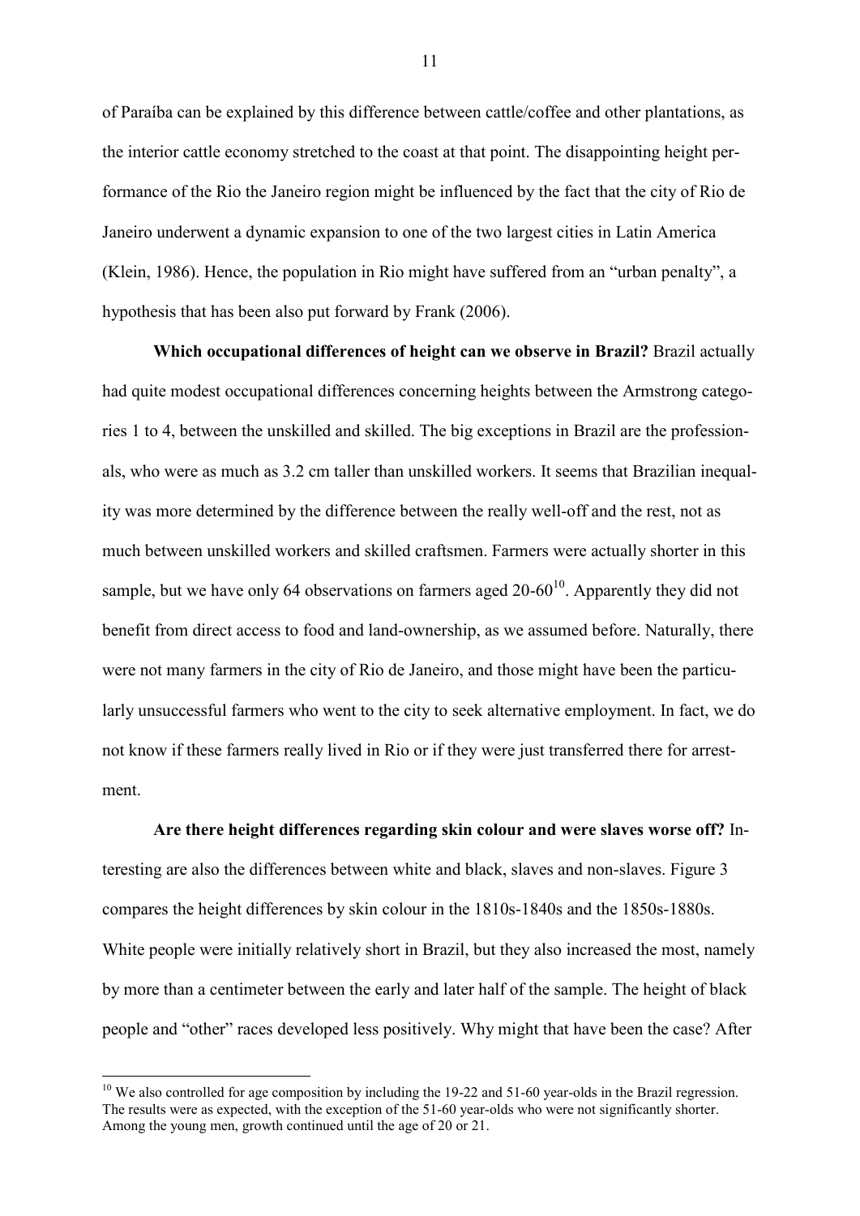of Paraíba can be explained by this difference between cattle/coffee and other plantations, as the interior cattle economy stretched to the coast at that point. The disappointing height performance of the Rio the Janeiro region might be influenced by the fact that the city of Rio de Janeiro underwent a dynamic expansion to one of the two largest cities in Latin America (Klein, 1986). Hence, the population in Rio might have suffered from an "urban penalty", a hypothesis that has been also put forward by Frank (2006).

**Which occupational differences of height can we observe in Brazil?** Brazil actually had quite modest occupational differences concerning heights between the Armstrong categories 1 to 4, between the unskilled and skilled. The big exceptions in Brazil are the professionals, who were as much as 3.2 cm taller than unskilled workers. It seems that Brazilian inequality was more determined by the difference between the really well-off and the rest, not as much between unskilled workers and skilled craftsmen. Farmers were actually shorter in this sample, but we have only 64 observations on farmers aged 20-60[10]. Apparently they did not benefit from direct access to food and land-ownership, as we assumed before. Naturally, there were not many farmers in the city of Rio de Janeiro, and those might have been the particularly unsuccessful farmers who went to the city to seek alternative employment. In fact, we do not know if these farmers really lived in Rio or if they were just transferred there for arrestment.

**Are there height differences regarding skin colour and were slaves worse off?** Interesting are also the differences between white and black, slaves and non-slaves. Figure 3 compares the height differences by skin colour in the 1810s-1840s and the 1850s-1880s. White people were initially relatively short in Brazil, but they also increased the most, namely by more than a centimeter between the early and later half of the sample. The height of black people and "other" races developed less positively. Why might that have been the case? After

[10] We also controlled for age composition by including the 19-22 and 51-60 year-olds in the Brazil regression. The results were as expected, with the exception of the 51-60 year-olds who were not significantly shorter. Among the young men, growth continued until the age of 20 or 21.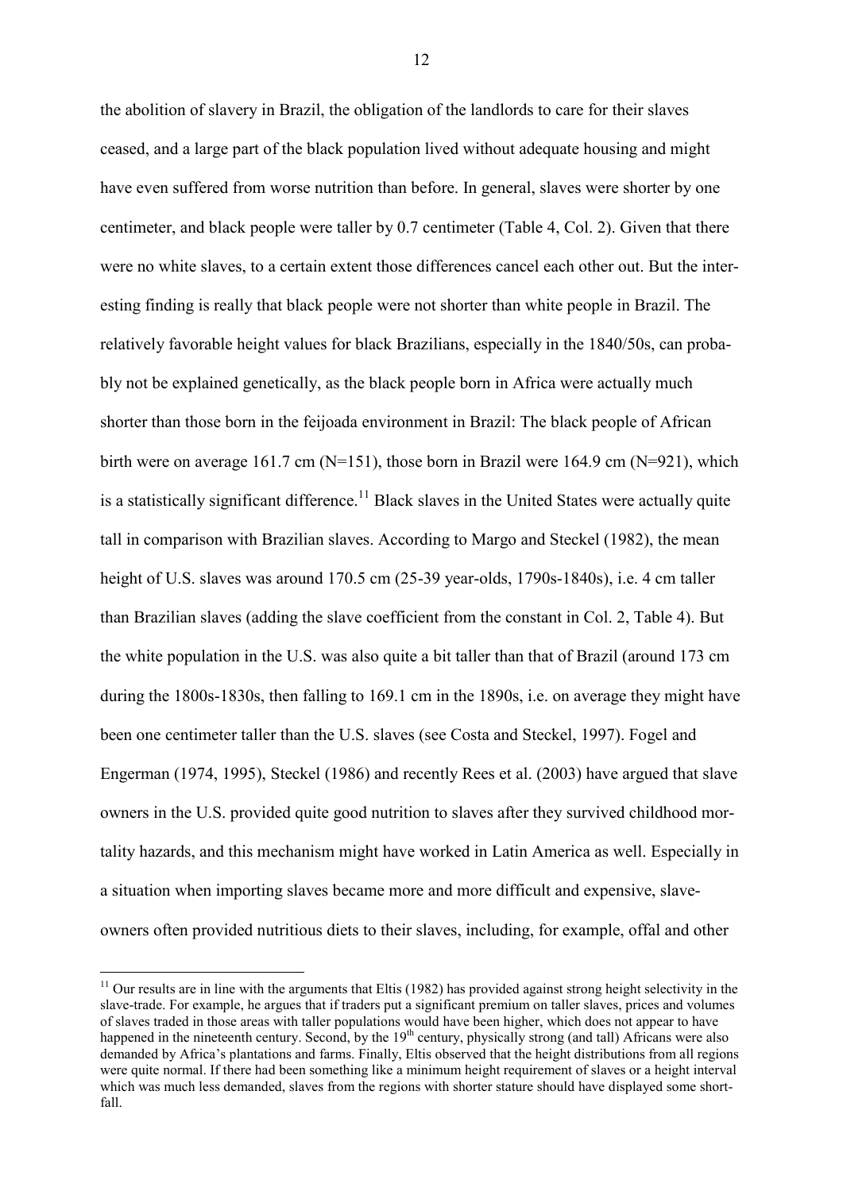the abolition of slavery in Brazil, the obligation of the landlords to care for their slaves ceased, and a large part of the black population lived without adequate housing and might have even suffered from worse nutrition than before. In general, slaves were shorter by one centimeter, and black people were taller by 0.7 centimeter (Table 4, Col. 2). Given that there were no white slaves, to a certain extent those differences cancel each other out. But the interesting finding is really that black people were not shorter than white people in Brazil. The relatively favorable height values for black Brazilians, especially in the 1840/50s, can probably not be explained genetically, as the black people born in Africa were actually much shorter than those born in the feijoada environment in Brazil: The black people of African birth were on average 161.7 cm (N=151), those born in Brazil were 164.9 cm (N=921), which is a statistically significant difference.[11] Black slaves in the United States were actually quite tall in comparison with Brazilian slaves. According to Margo and Steckel (1982), the mean height of U.S. slaves was around 170.5 cm (25-39 year-olds, 1790s-1840s), i.e. 4 cm taller than Brazilian slaves (adding the slave coefficient from the constant in Col. 2, Table 4). But the white population in the U.S. was also quite a bit taller than that of Brazil (around 173 cm during the 1800s-1830s, then falling to 169.1 cm in the 1890s, i.e. on average they might have been one centimeter taller than the U.S. slaves (see Costa and Steckel, 1997). Fogel and Engerman (1974, 1995), Steckel (1986) and recently Rees et al. (2003) have argued that slave owners in the U.S. provided quite good nutrition to slaves after they survived childhood mortality hazards, and this mechanism might have worked in Latin America as well. Especially in a situation when importing slaves became more and more difficult and expensive, slave-owners often provided nutritious diets to their slaves, including, for example, offal and other

---

[11] Our results are in line with the arguments that Eltis (1982) has provided against strong height selectivity in the slave-trade. For example, he argues that if traders put a significant premium on taller slaves, prices and volumes of slaves traded in those areas with taller populations would have been higher, which does not appear to have happened in the nineteenth century. Second, by the 19th century, physically strong (and tall) Africans were also demanded by Africa's plantations and farms. Finally, Eltis observed that the height distributions from all regions were quite normal. If there had been something like a minimum height requirement of slaves or a height interval which was much less demanded, slaves from the regions with shorter stature should have displayed some shortfall.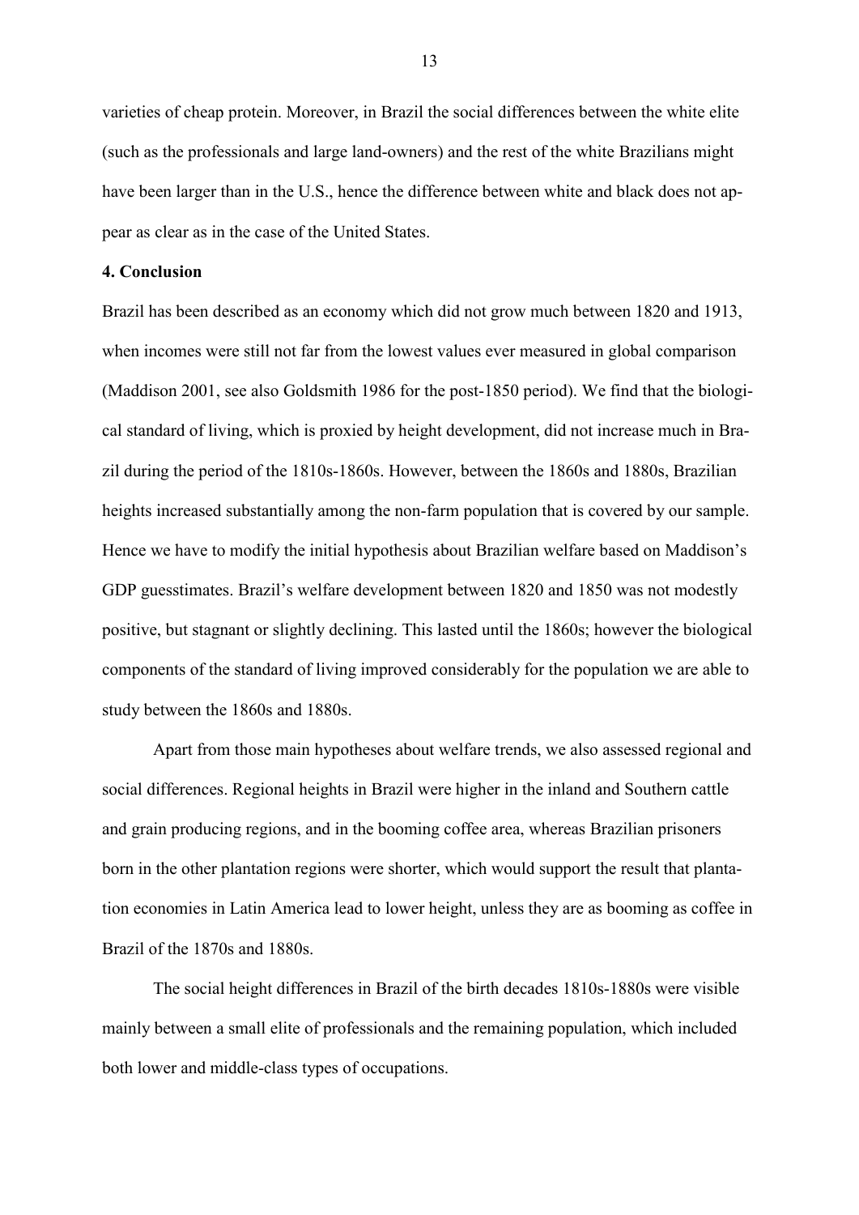varieties of cheap protein. Moreover, in Brazil the social differences between the white elite (such as the professionals and large land-owners) and the rest of the white Brazilians might have been larger than in the U.S., hence the difference between white and black does not appear as clear as in the case of the United States.

**4. Conclusion**

Brazil has been described as an economy which did not grow much between 1820 and 1913, when incomes were still not far from the lowest values ever measured in global comparison (Maddison 2001, see also Goldsmith 1986 for the post-1850 period). We find that the biological standard of living, which is proxied by height development, did not increase much in Brazil during the period of the 1810s-1860s. However, between the 1860s and 1880s, Brazilian heights increased substantially among the non-farm population that is covered by our sample. Hence we have to modify the initial hypothesis about Brazilian welfare based on Maddison's GDP guesstimates. Brazil's welfare development between 1820 and 1850 was not modestly positive, but stagnant or slightly declining. This lasted until the 1860s; however the biological components of the standard of living improved considerably for the population we are able to study between the 1860s and 1880s.

Apart from those main hypotheses about welfare trends, we also assessed regional and social differences. Regional heights in Brazil were higher in the inland and Southern cattle and grain producing regions, and in the booming coffee area, whereas Brazilian prisoners born in the other plantation regions were shorter, which would support the result that plantation economies in Latin America lead to lower height, unless they are as booming as coffee in Brazil of the 1870s and 1880s.

The social height differences in Brazil of the birth decades 1810s-1880s were visible mainly between a small elite of professionals and the remaining population, which included both lower and middle-class types of occupations.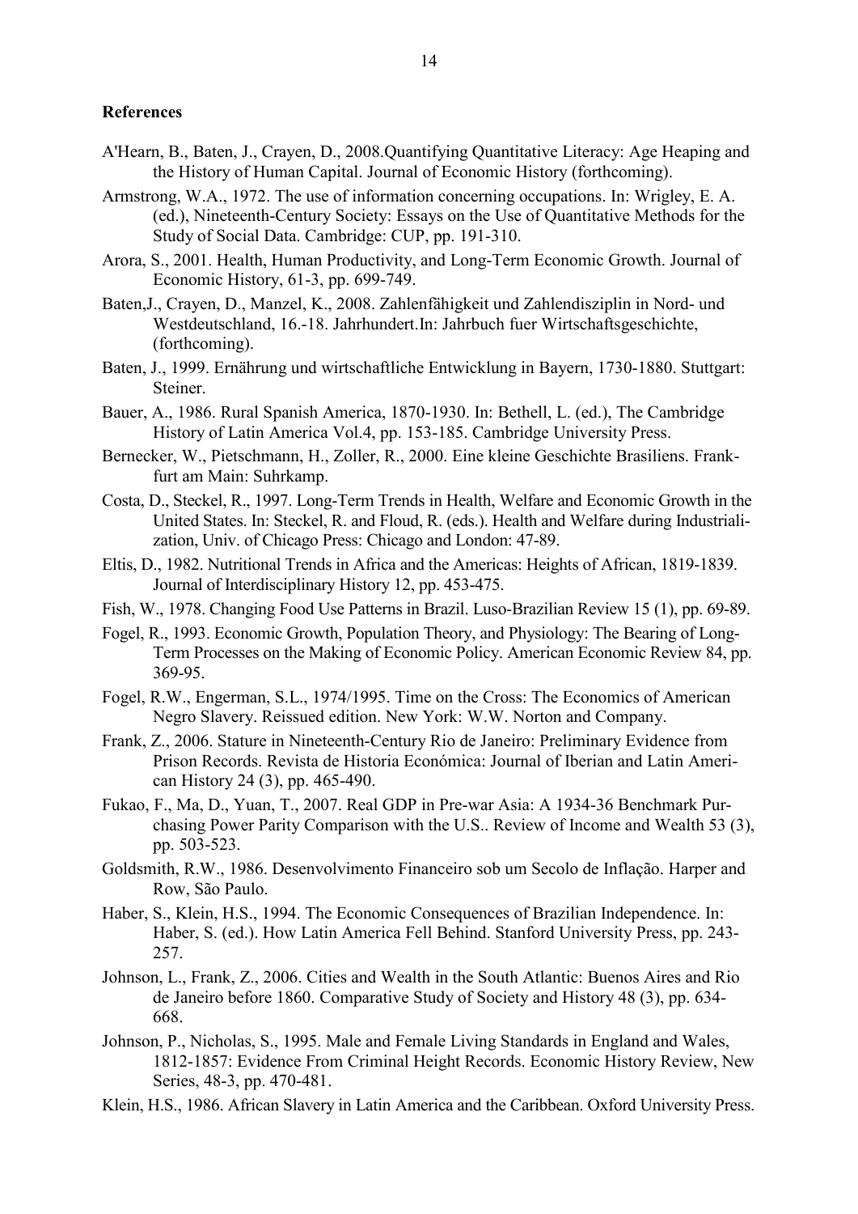**References**

A'Hearn, B., Baten, J., Crayen, D., 2008.Quantifying Quantitative Literacy: Age Heaping and the History of Human Capital. Journal of Economic History (forthcoming).

Armstrong, W.A., 1972. The use of information concerning occupations. In: Wrigley, E. A. (ed.), Nineteenth-Century Society: Essays on the Use of Quantitative Methods for the Study of Social Data. Cambridge: CUP, pp. 191-310.

Arora, S., 2001. Health, Human Productivity, and Long-Term Economic Growth. Journal of Economic History, 61-3, pp. 699-749.

Baten,J., Crayen, D., Manzel, K., 2008. Zahlenfähigkeit und Zahlendisziplin in Nord- und Westdeutschland, 16.-18. Jahrhundert.In: Jahrbuch fuer Wirtschaftsgeschichte, (forthcoming).

Baten, J., 1999. Ernährung und wirtschaftliche Entwicklung in Bayern, 1730-1880. Stuttgart: Steiner.

Bauer, A., 1986. Rural Spanish America, 1870-1930. In: Bethell, L. (ed.), The Cambridge History of Latin America Vol.4, pp. 153-185. Cambridge University Press.

Bernecker, W., Pietschmann, H., Zoller, R., 2000. Eine kleine Geschichte Brasiliens. Frankfurt am Main: Suhrkamp.

Costa, D., Steckel, R., 1997. Long-Term Trends in Health, Welfare and Economic Growth in the United States. In: Steckel, R. and Floud, R. (eds.). Health and Welfare during Industrialization, Univ. of Chicago Press: Chicago and London: 47-89.

Eltis, D., 1982. Nutritional Trends in Africa and the Americas: Heights of African, 1819-1839. Journal of Interdisciplinary History 12, pp. 453-475.

Fish, W., 1978. Changing Food Use Patterns in Brazil. Luso-Brazilian Review 15 (1), pp. 69-89.

Fogel, R., 1993. Economic Growth, Population Theory, and Physiology: The Bearing of Long-Term Processes on the Making of Economic Policy. American Economic Review 84, pp. 369-95.

Fogel, R.W., Engerman, S.L., 1974/1995. Time on the Cross: The Economics of American Negro Slavery. Reissued edition. New York: W.W. Norton and Company.

Frank, Z., 2006. Stature in Nineteenth-Century Rio de Janeiro: Preliminary Evidence from Prison Records. Revista de Historia Económica: Journal of Iberian and Latin American History 24 (3), pp. 465-490.

Fukao, F., Ma, D., Yuan, T., 2007. Real GDP in Pre-war Asia: A 1934-36 Benchmark Purchasing Power Parity Comparison with the U.S.. Review of Income and Wealth 53 (3), pp. 503-523.

Goldsmith, R.W., 1986. Desenvolvimento Financeiro sob um Secolo de Inflação. Harper and Row, São Paulo.

Haber, S., Klein, H.S., 1994. The Economic Consequences of Brazilian Independence. In: Haber, S. (ed.). How Latin America Fell Behind. Stanford University Press, pp. 243-257.

Johnson, L., Frank, Z., 2006. Cities and Wealth in the South Atlantic: Buenos Aires and Rio de Janeiro before 1860. Comparative Study of Society and History 48 (3), pp. 634-668.

Johnson, P., Nicholas, S., 1995. Male and Female Living Standards in England and Wales, 1812-1857: Evidence From Criminal Height Records. Economic History Review, New Series, 48-3, pp. 470-481.

Klein, H.S., 1986. African Slavery in Latin America and the Caribbean. Oxford University Press.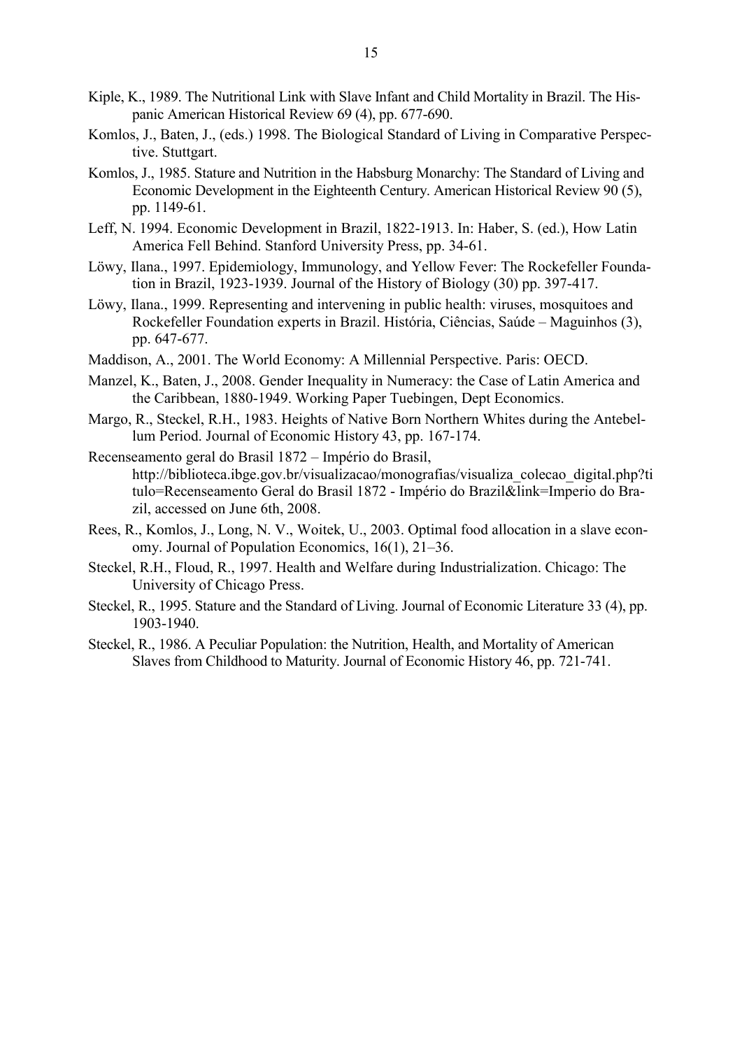Kiple, K., 1989. The Nutritional Link with Slave Infant and Child Mortality in Brazil. The Hispanic American Historical Review 69 (4), pp. 677-690.

Komlos, J., Baten, J., (eds.) 1998. The Biological Standard of Living in Comparative Perspective. Stuttgart.

Komlos, J., 1985. Stature and Nutrition in the Habsburg Monarchy: The Standard of Living and Economic Development in the Eighteenth Century. American Historical Review 90 (5), pp. 1149-61.

Leff, N. 1994. Economic Development in Brazil, 1822-1913. In: Haber, S. (ed.), How Latin America Fell Behind. Stanford University Press, pp. 34-61.

Löwy, Ilana., 1997. Epidemiology, Immunology, and Yellow Fever: The Rockefeller Foundation in Brazil, 1923-1939. Journal of the History of Biology (30) pp. 397-417.

Löwy, Ilana., 1999. Representing and intervening in public health: viruses, mosquitoes and Rockefeller Foundation experts in Brazil. História, Ciências, Saúde – Maguinhos (3), pp. 647-677.

Maddison, A., 2001. The World Economy: A Millennial Perspective. Paris: OECD.

Manzel, K., Baten, J., 2008. Gender Inequality in Numeracy: the Case of Latin America and the Caribbean, 1880-1949. Working Paper Tuebingen, Dept Economics.

Margo, R., Steckel, R.H., 1983. Heights of Native Born Northern Whites during the Antebellum Period. Journal of Economic History 43, pp. 167-174.

Recenseamento geral do Brasil 1872 – Império do Brasil, http://biblioteca.ibge.gov.br/visualizacao/monografias/visualiza_colecao_digital.php?titulo=Recenseamento Geral do Brasil 1872 - Império do Brazil&link=Imperio do Brazil, accessed on June 6th, 2008.

Rees, R., Komlos, J., Long, N. V., Woitek, U., 2003. Optimal food allocation in a slave economy. Journal of Population Economics, 16(1), 21–36.

Steckel, R.H., Floud, R., 1997. Health and Welfare during Industrialization. Chicago: The University of Chicago Press.

Steckel, R., 1995. Stature and the Standard of Living. Journal of Economic Literature 33 (4), pp. 1903-1940.

Steckel, R., 1986. A Peculiar Population: the Nutrition, Health, and Mortality of American Slaves from Childhood to Maturity. Journal of Economic History 46, pp. 721-741.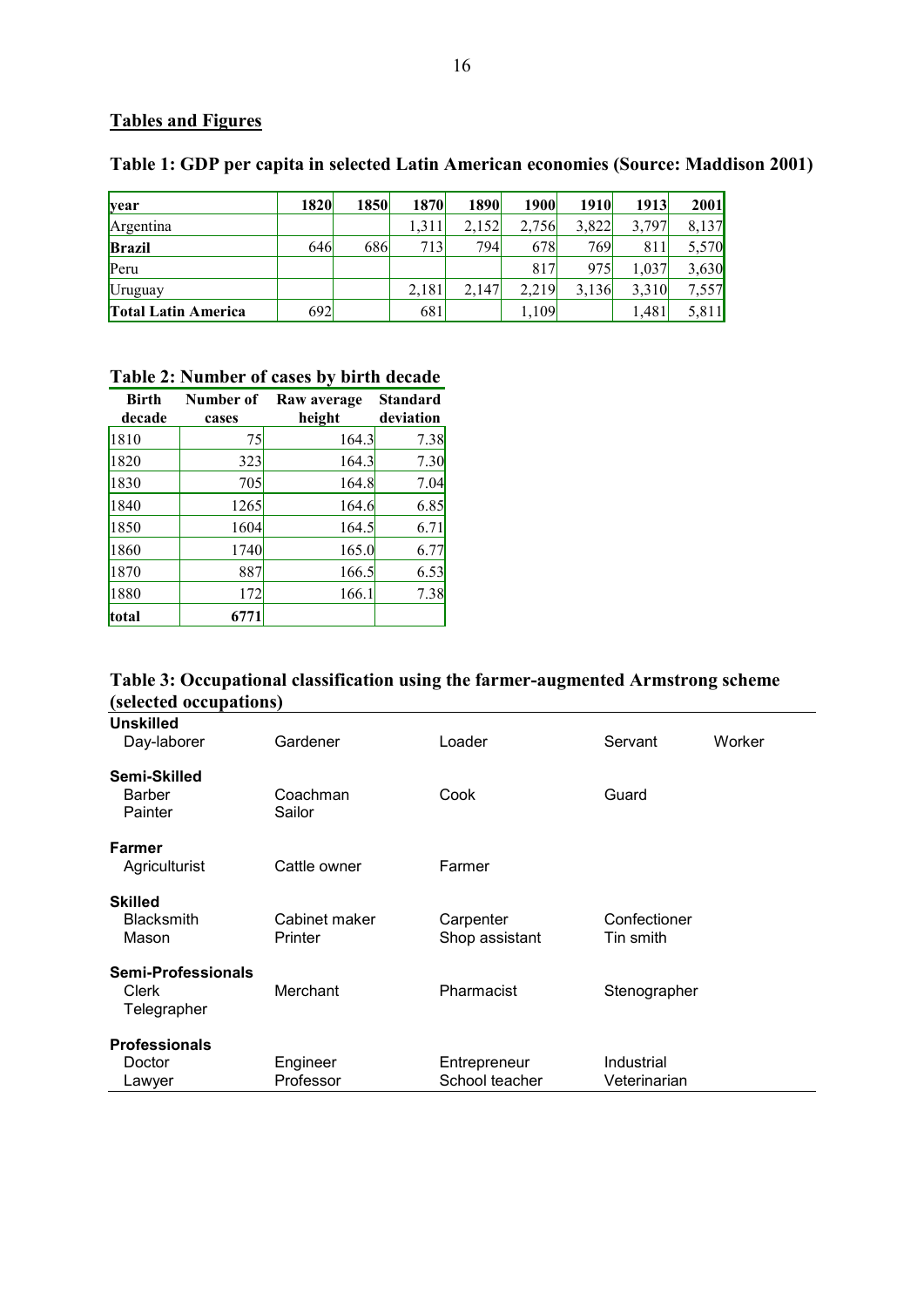## Tables and Figures

**Table 1: GDP per capita in selected Latin American economies (Source: Maddison 2001)**

| year | 1820 | 1850 | 1870 | 1890 | 1900 | 1910 | 1913 | 2001 |
|---|---|---|---|---|---|---|---|---|
| Argentina | | | 1,311 | 2,152 | 2,756 | 3,822 | 3,797 | 8,137 |
| **Brazil** | 646 | 686 | 713 | 794 | 678 | 769 | 811 | 5,570 |
| Peru | | | | | 817 | 975 | 1,037 | 3,630 |
| Uruguay | | | 2,181 | 2,147 | 2,219 | 3,136 | 3,310 | 7,557 |
| **Total Latin America** | 692 | | 681 | | 1,109 | | 1,481 | 5,811 |

**Table 2: Number of cases by birth decade**

| Birth decade | Number of cases | Raw average height | Standard deviation |
|---|---|---|---|
| 1810 | 75 | 164.3 | 7.38 |
| 1820 | 323 | 164.3 | 7.30 |
| 1830 | 705 | 164.8 | 7.04 |
| 1840 | 1265 | 164.6 | 6.85 |
| 1850 | 1604 | 164.5 | 6.71 |
| 1860 | 1740 | 165.0 | 6.77 |
| 1870 | 887 | 166.5 | 6.53 |
| 1880 | 172 | 166.1 | 7.38 |
| **total** | **6771** | | |

**Table 3: Occupational classification using the farmer-augmented Armstrong scheme (selected occupations)**

| | | | | |
|---|---|---|---|---|
| **Unskilled** | | | | |
| Day-laborer | Gardener | Loader | Servant | Worker |
| **Semi-Skilled** | | | | |
| Barber | Coachman | Cook | Guard | |
| Painter | Sailor | | | |
| **Farmer** | | | | |
| Agriculturist | Cattle owner | Farmer | | |
| **Skilled** | | | | |
| Blacksmith | Cabinet maker | Carpenter | Confectioner | |
| Mason | Printer | Shop assistant | Tin smith | |
| **Semi-Professionals** | | | | |
| Clerk | Merchant | Pharmacist | Stenographer | |
| Telegrapher | | | | |
| **Professionals** | | | | |
| Doctor | Engineer | Entrepreneur | Industrial | |
| Lawyer | Professor | School teacher | Veterinarian | |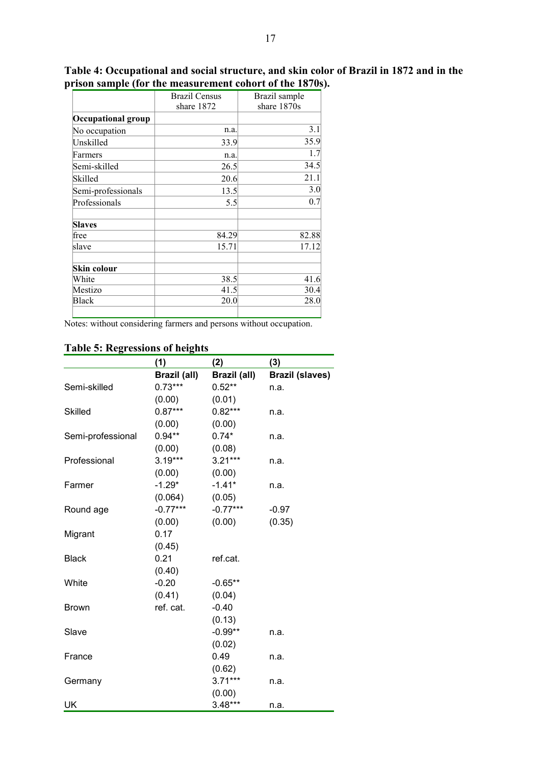**Table 4: Occupational and social structure, and skin color of Brazil in 1872 and in the prison sample (for the measurement cohort of the 1870s).**

| | Brazil Census share 1872 | Brazil sample share 1870s |
|---|---|---|
| **Occupational group** | | |
| No occupation | n.a. | 3.1 |
| Unskilled | 33.9 | 35.9 |
| Farmers | n.a. | 1.7 |
| Semi-skilled | 26.5 | 34.5 |
| Skilled | 20.6 | 21.1 |
| Semi-professionals | 13.5 | 3.0 |
| Professionals | 5.5 | 0.7 |
| | | |
| **Slaves** | | |
| free | 84.29 | 82.88 |
| slave | 15.71 | 17.12 |
| | | |
| **Skin colour** | | |
| White | 38.5 | 41.6 |
| Mestizo | 41.5 | 30.4 |
| Black | 20.0 | 28.0 |

Notes: without considering farmers and persons without occupation.

**Table 5: Regressions of heights**

| | (1) | (2) | (3) |
|---|---|---|---|
| | Brazil (all) | Brazil (all) | Brazil (slaves) |
| Semi-skilled | 0.73*** | 0.52** | n.a. |
| | (0.00) | (0.01) | |
| Skilled | 0.87*** | 0.82*** | n.a. |
| | (0.00) | (0.00) | |
| Semi-professional | 0.94** | 0.74* | n.a. |
| | (0.00) | (0.08) | |
| Professional | 3.19*** | 3.21*** | n.a. |
| | (0.00) | (0.00) | |
| Farmer | -1.29* | -1.41* | n.a. |
| | (0.064) | (0.05) | |
| Round age | -0.77*** | -0.77*** | -0.97 |
| | (0.00) | (0.00) | (0.35) |
| Migrant | 0.17 | | |
| | (0.45) | | |
| Black | 0.21 | ref.cat. | |
| | (0.40) | | |
| White | -0.20 | -0.65** | |
| | (0.41) | (0.04) | |
| Brown | ref. cat. | -0.40 | |
| | | (0.13) | |
| Slave | | -0.99** | n.a. |
| | | (0.02) | |
| France | | 0.49 | n.a. |
| | | (0.62) | |
| Germany | | 3.71*** | n.a. |
| | | (0.00) | |
| UK | | 3.48*** | n.a. |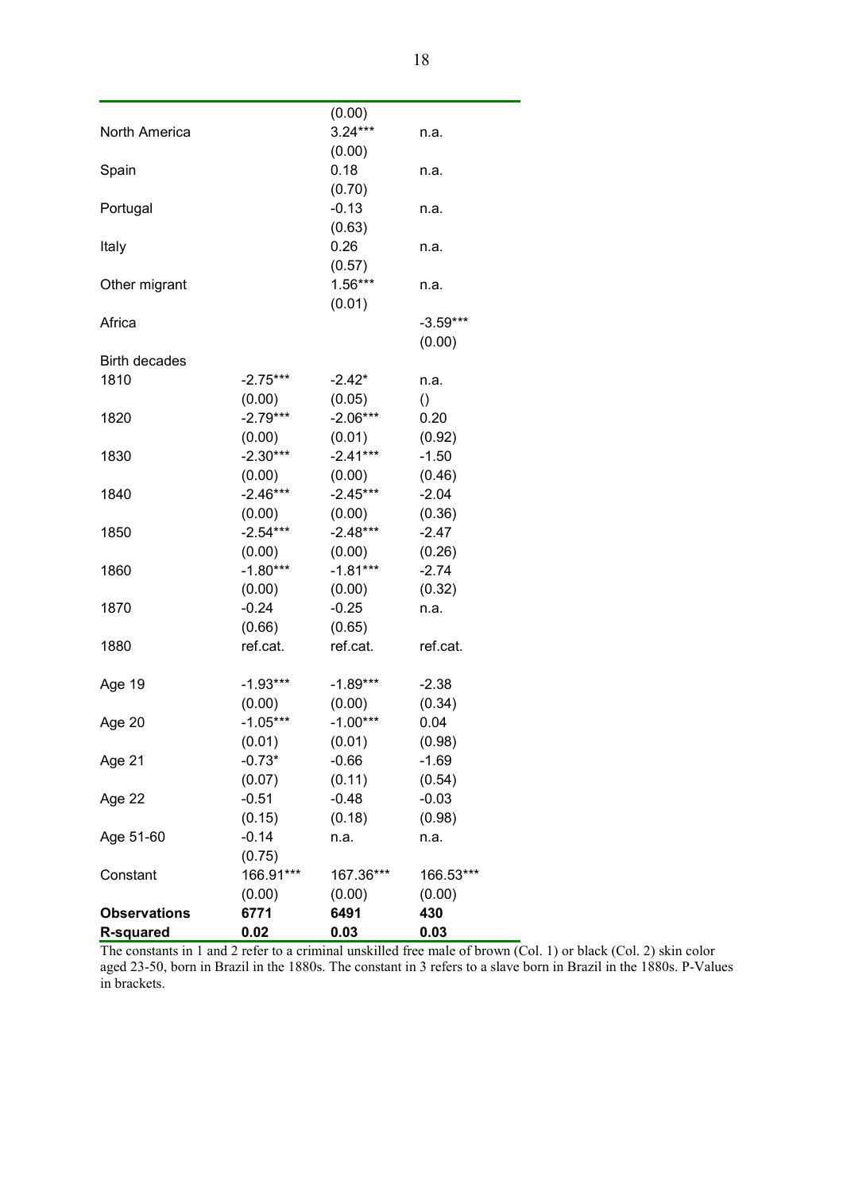| | | | |
|---|---|---|---|
| | | (0.00) | |
| North America | | 3.24*** | n.a. |
| | | (0.00) | |
| Spain | | 0.18 | n.a. |
| | | (0.70) | |
| Portugal | | -0.13 | n.a. |
| | | (0.63) | |
| Italy | | 0.26 | n.a. |
| | | (0.57) | |
| Other migrant | | 1.56*** | n.a. |
| | | (0.01) | |
| Africa | | | -3.59*** |
| | | | (0.00) |
| Birth decades | | | |
| 1810 | -2.75*** | -2.42* | n.a. |
| | (0.00) | (0.05) | () |
| 1820 | -2.79*** | -2.06*** | 0.20 |
| | (0.00) | (0.01) | (0.92) |
| 1830 | -2.30*** | -2.41*** | -1.50 |
| | (0.00) | (0.00) | (0.46) |
| 1840 | -2.46*** | -2.45*** | -2.04 |
| | (0.00) | (0.00) | (0.36) |
| 1850 | -2.54*** | -2.48*** | -2.47 |
| | (0.00) | (0.00) | (0.26) |
| 1860 | -1.80*** | -1.81*** | -2.74 |
| | (0.00) | (0.00) | (0.32) |
| 1870 | -0.24 | -0.25 | n.a. |
| | (0.66) | (0.65) | |
| 1880 | ref.cat. | ref.cat. | ref.cat. |
| | | | |
| Age 19 | -1.93*** | -1.89*** | -2.38 |
| | (0.00) | (0.00) | (0.34) |
| Age 20 | -1.05*** | -1.00*** | 0.04 |
| | (0.01) | (0.01) | (0.98) |
| Age 21 | -0.73* | -0.66 | -1.69 |
| | (0.07) | (0.11) | (0.54) |
| Age 22 | -0.51 | -0.48 | -0.03 |
| | (0.15) | (0.18) | (0.98) |
| Age 51-60 | -0.14 | n.a. | n.a. |
| | (0.75) | | |
| Constant | 166.91*** | 167.36*** | 166.53*** |
| | (0.00) | (0.00) | (0.00) |
| **Observations** | **6771** | **6491** | **430** |
| **R-squared** | **0.02** | **0.03** | **0.03** |

The constants in 1 and 2 refer to a criminal unskilled free male of brown (Col. 1) or black (Col. 2) skin color aged 23-50, born in Brazil in the 1880s. The constant in 3 refers to a slave born in Brazil in the 1880s. P-Values in brackets.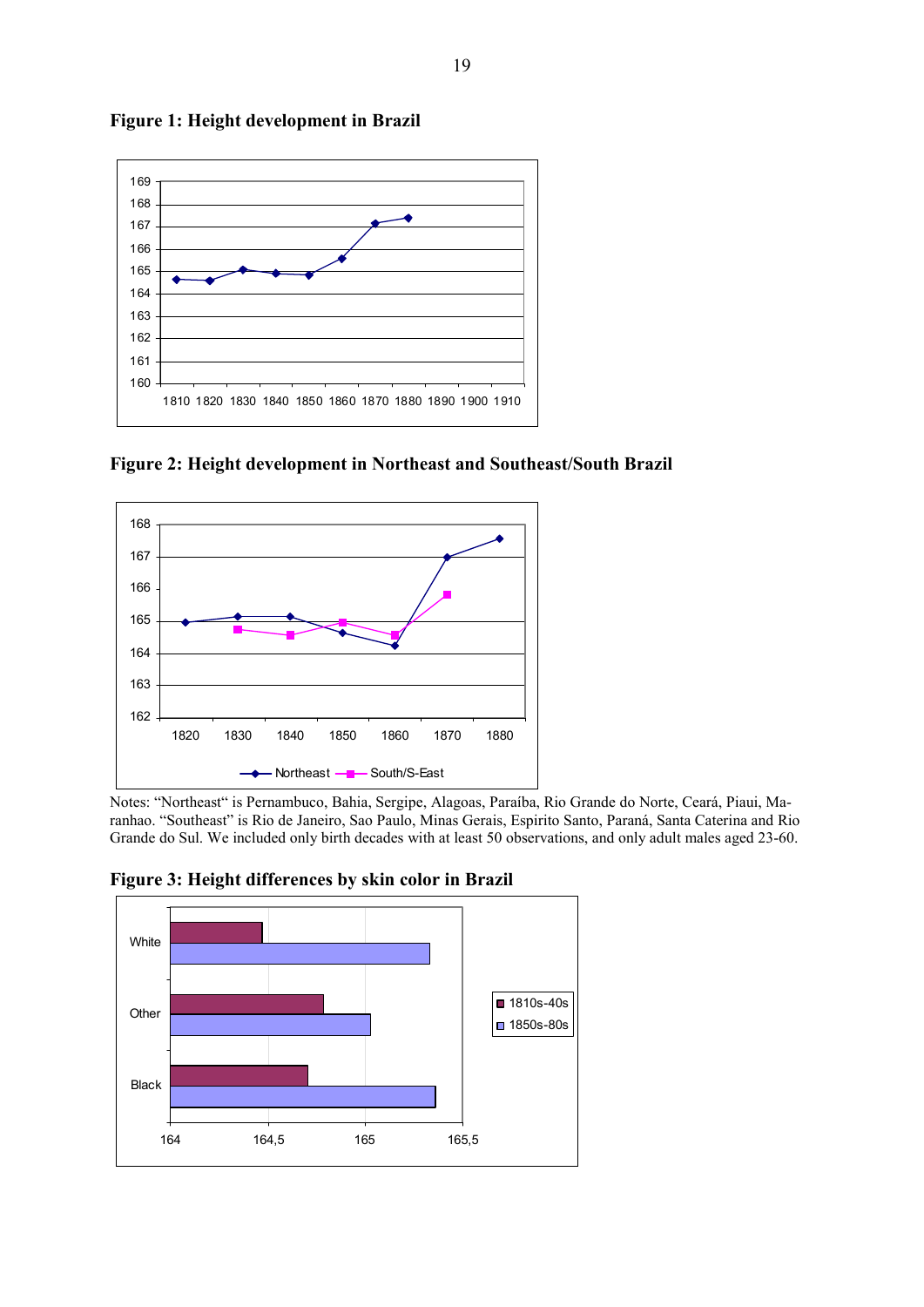**Figure 1: Height development in Brazil**

**Figure 2: Height development in Northeast and Southeast/South Brazil**

Notes: “Northeast“ is Pernambuco, Bahia, Sergipe, Alagoas, Paraíba, Rio Grande do Norte, Ceará, Piaui, Maranhao. “Southeast” is Rio de Janeiro, Sao Paulo, Minas Gerais, Espirito Santo, Paraná, Santa Caterina and Rio Grande do Sul. We included only birth decades with at least 50 observations, and only adult males aged 23-60.

**Figure 3: Height differences by skin color in Brazil**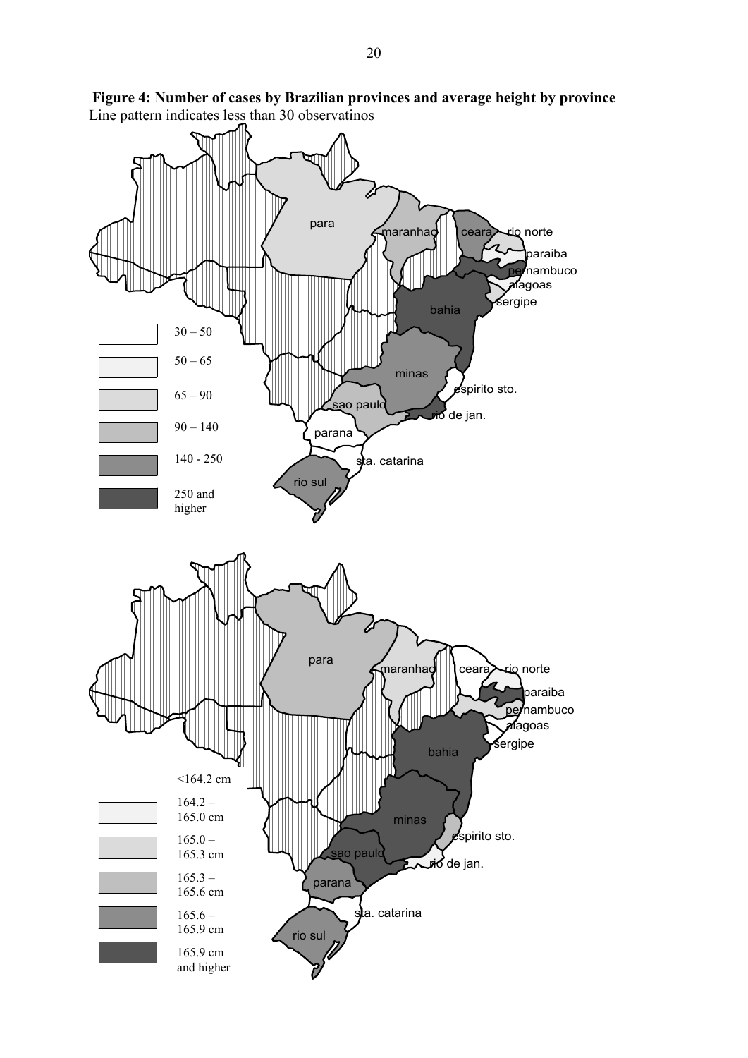**Figure 4: Number of cases by Brazilian provinces and average height by province**

Line pattern indicates less than 30 observatinos

para
maranhao
ceara
rio norte
paraiba
pernambuco
alagoas
sergipe
bahia
minas
espirito sto.
sao paulo
rio de jan.
parana
sta. catarina
rio sul

30 – 50
50 – 65
65 – 90
90 – 140
140 - 250
250 and higher

para
maranhao
ceara
rio norte
paraiba
pernambuco
alagoas
sergipe
bahia
minas
espirito sto.
sao paulo
rio de jan.
parana
sta. catarina
rio sul

<164.2 cm
164.2 – 165.0 cm
165.0 – 165.3 cm
165.3 – 165.6 cm
165.6 – 165.9 cm
165.9 cm and higher